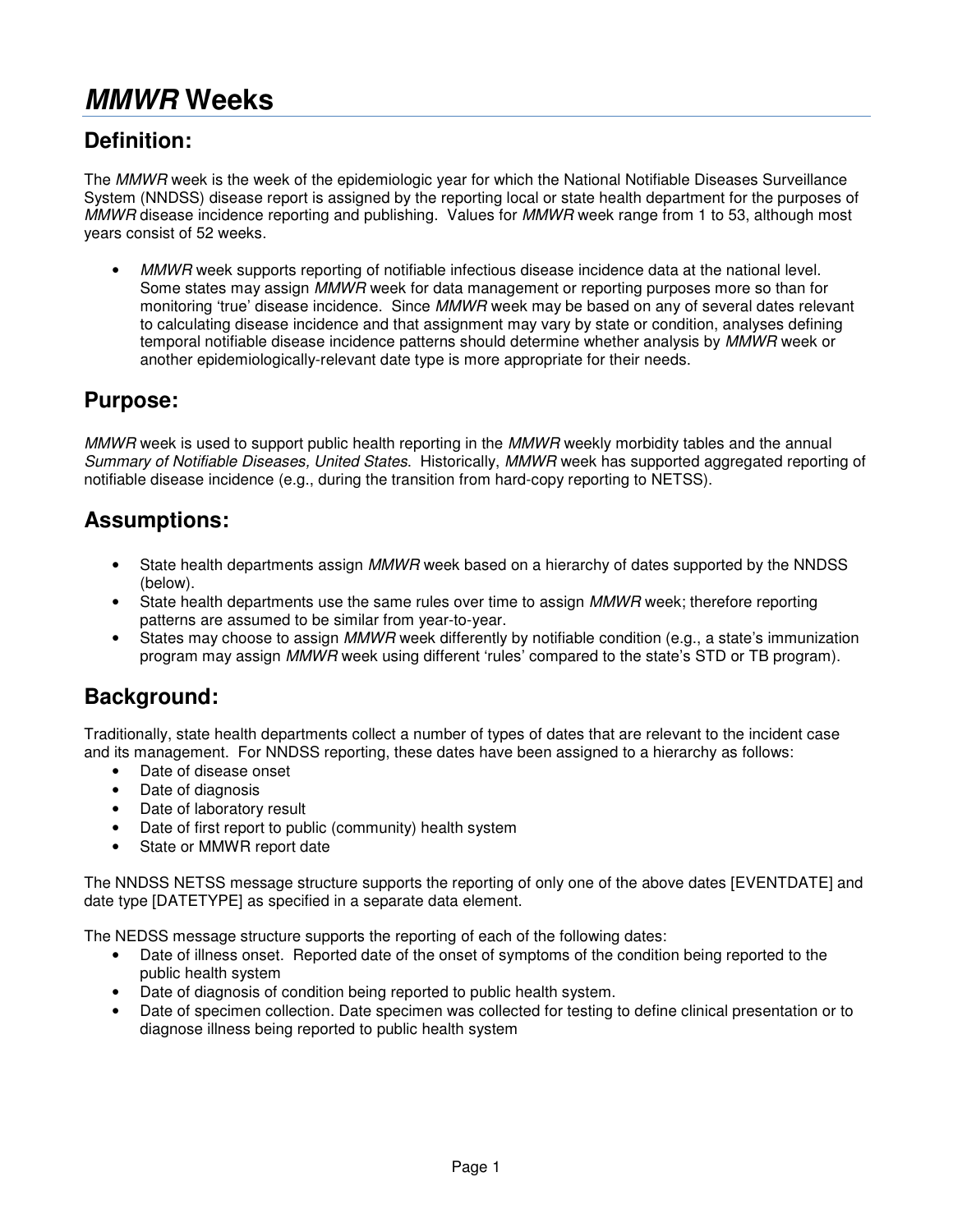# *MMWR* Weeks

## Definition:

The *MMWR* week is the week of the epidemiologic year for which the National Notifiable Diseases Surveillance System (NNDSS) disease report is assigned by the reporting local or state health department for the purposes of *MMWR* disease incidence reporting and publishing. Values for *MMWR* week range from 1 to 53, although most years consist of 52 weeks.

- *MMWR* week supports reporting of notifiable infectious disease incidence data at the national level. Some states may assign *MMWR* week for data management or reporting purposes more so than for monitoring 'true' disease incidence. Since *MMWR* week may be based on any of several dates relevant to calculating disease incidence and that assignment may vary by state or condition, analyses defining temporal notifiable disease incidence patterns should determine whether analysis by *MMWR* week or another epidemiologically-relevant date type is more appropriate for their needs.

## Purpose:

*MMWR* week is used to support public health reporting in the *MMWR* weekly morbidity tables and the annual *Summary of Notifiable Diseases, United States*. Historically, *MMWR* week has supported aggregated reporting of notifiable disease incidence (e.g., during the transition from hard-copy reporting to NETSS).

## Assumptions:

- State health departments assign *MMWR* week based on a hierarchy of dates supported by the NNDSS (below).
- State health departments use the same rules over time to assign *MMWR* week; therefore reporting patterns are assumed to be similar from year-to-year.
- States may choose to assign *MMWR* week differently by notifiable condition (e.g., a state's immunization program may assign *MMWR* week using different 'rules' compared to the state's STD or TB program).

## Background:

Traditionally, state health departments collect a number of types of dates that are relevant to the incident case and its management. For NNDSS reporting, these dates have been assigned to a hierarchy as follows:

- Date of disease onset
- Date of diagnosis
- Date of laboratory result
- Date of first report to public (community) health system
- State or MMWR report date

The NNDSS NETSS message structure supports the reporting of only one of the above dates [EVENTDATE] and date type [DATETYPE] as specified in a separate data element.

The NEDSS message structure supports the reporting of each of the following dates:

- Date of illness onset. Reported date of the onset of symptoms of the condition being reported to the public health system
- Date of diagnosis of condition being reported to public health system.
- Date of specimen collection. Date specimen was collected for testing to define clinical presentation or to diagnose illness being reported to public health system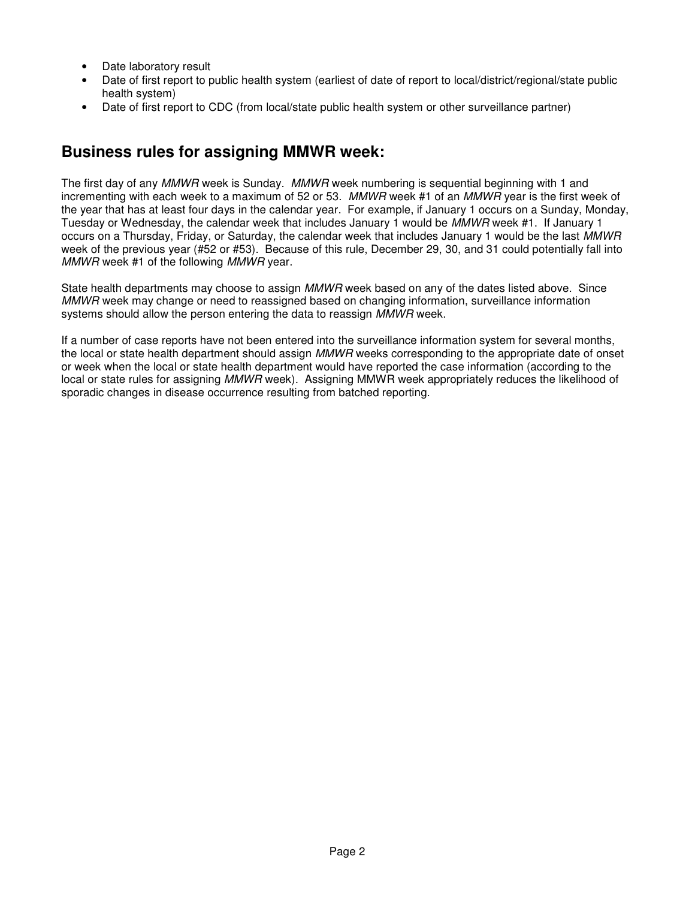- Date laboratory result
- Date of first report to public health system (earliest of date of report to local/district/regional/state public health system)
- Date of first report to CDC (from local/state public health system or other surveillance partner)

## Business rules for assigning MMWR week:

The first day of any *MMWR* week is Sunday. *MMWR* week numbering is sequential beginning with 1 and incrementing with each week to a maximum of 52 or 53. *MMWR* week #1 of an *MMWR* year is the first week of the year that has at least four days in the calendar year. For example, if January 1 occurs on a Sunday, Monday, Tuesday or Wednesday, the calendar week that includes January 1 would be *MMWR* week #1. If January 1 occurs on a Thursday, Friday, or Saturday, the calendar week that includes January 1 would be the last *MMWR* week of the previous year (#52 or #53). Because of this rule, December 29, 30, and 31 could potentially fall into *MMWR* week #1 of the following *MMWR* year.

State health departments may choose to assign *MMWR* week based on any of the dates listed above. Since *MMWR* week may change or need to reassigned based on changing information, surveillance information systems should allow the person entering the data to reassign *MMWR* week.

If a number of case reports have not been entered into the surveillance information system for several months, the local or state health department should assign *MMWR* weeks corresponding to the appropriate date of onset or week when the local or state health department would have reported the case information (according to the local or state rules for assigning *MMWR* week). Assigning MMWR week appropriately reduces the likelihood of sporadic changes in disease occurrence resulting from batched reporting.